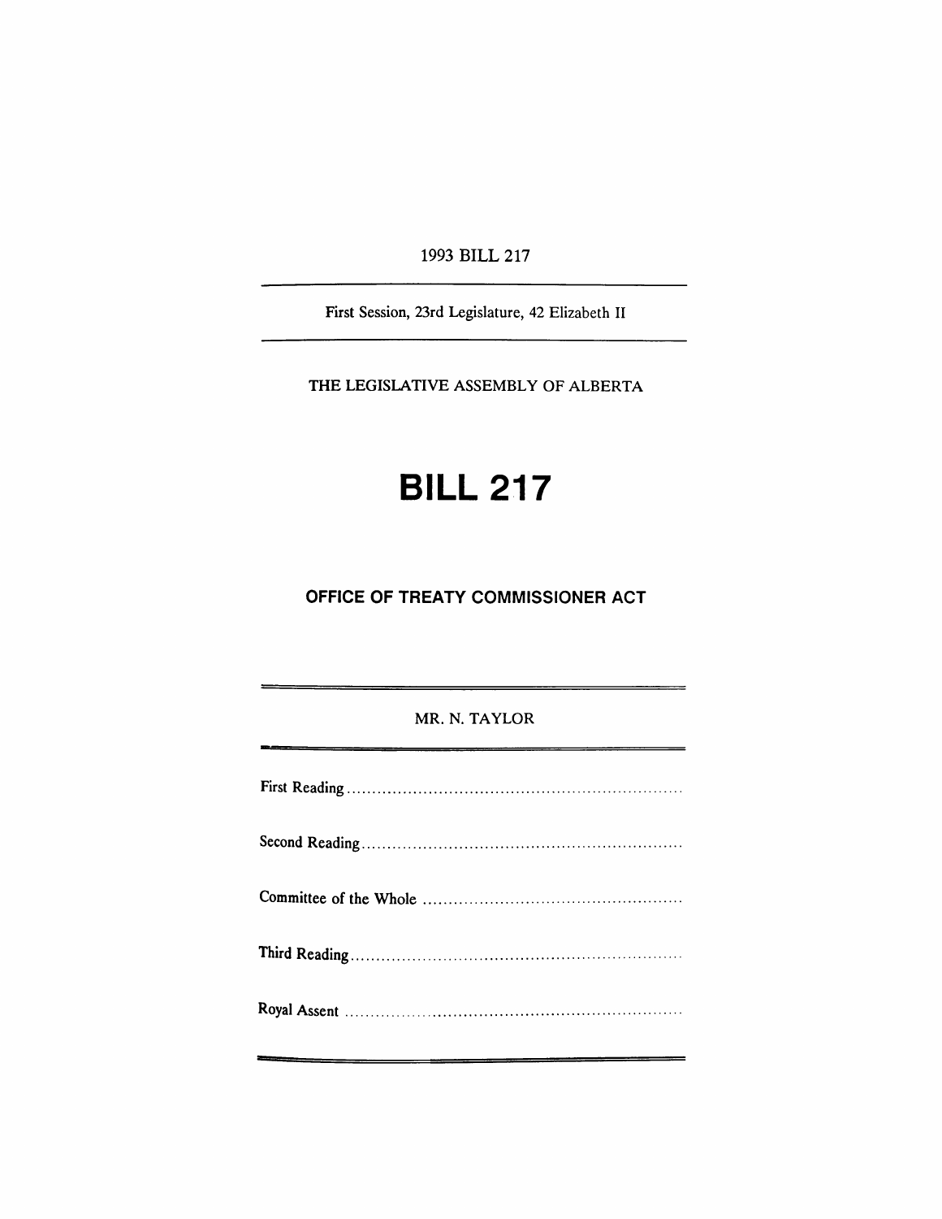1993 BILL 217

First Session, 23rd Legislature, 42 Elizabeth II

THE LEGISLATIVE ASSEMBLY OF ALBERTA

# BILL 217

## OFFICE OF TREATY COMMISSIONER ACT

MR. N. TAYLOR

First Reading ..................................................................

Second Reading ..................................................................

Committee of the Whole ..................................................................

Third Reading ..................................................................

Royal Assent ..................................................................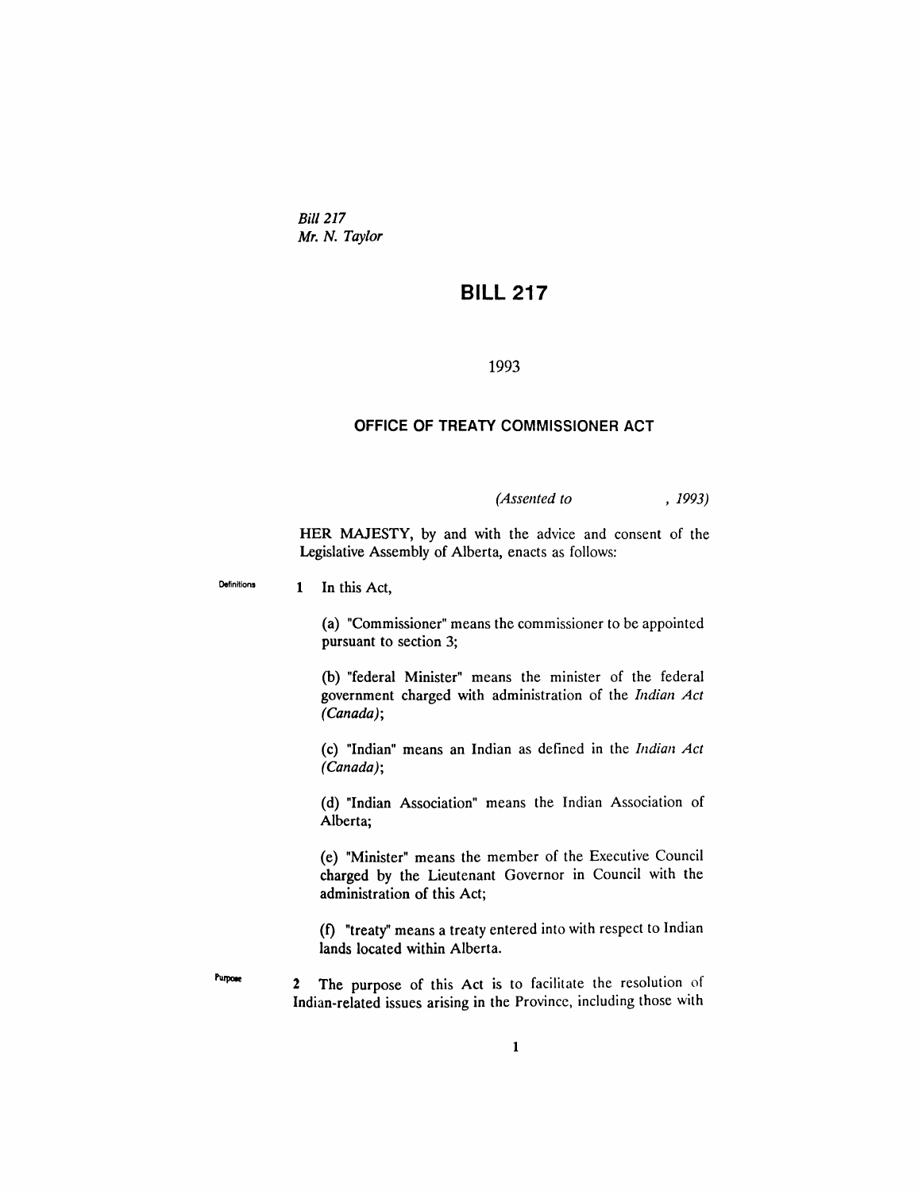*Bill 217*
*Mr. N. Taylor*

# BILL 217

1993

## OFFICE OF TREATY COMMISSIONER ACT

*(Assented to , 1993)*

HER MAJESTY, by and with the advice and consent of the Legislative Assembly of Alberta, enacts as follows:

Definitions

**1** In this Act,

(a) "Commissioner" means the commissioner to be appointed pursuant to section 3;

(b) "federal Minister" means the minister of the federal government charged with administration of the *Indian Act (Canada)*;

(c) "Indian" means an Indian as defined in the *Indian Act (Canada)*;

(d) "Indian Association" means the Indian Association of Alberta;

(e) "Minister" means the member of the Executive Council charged by the Lieutenant Governor in Council with the administration of this Act;

(f) "treaty" means a treaty entered into with respect to Indian lands located within Alberta.

Purpose

**2** The purpose of this Act is to facilitate the resolution of Indian-related issues arising in the Province, including those with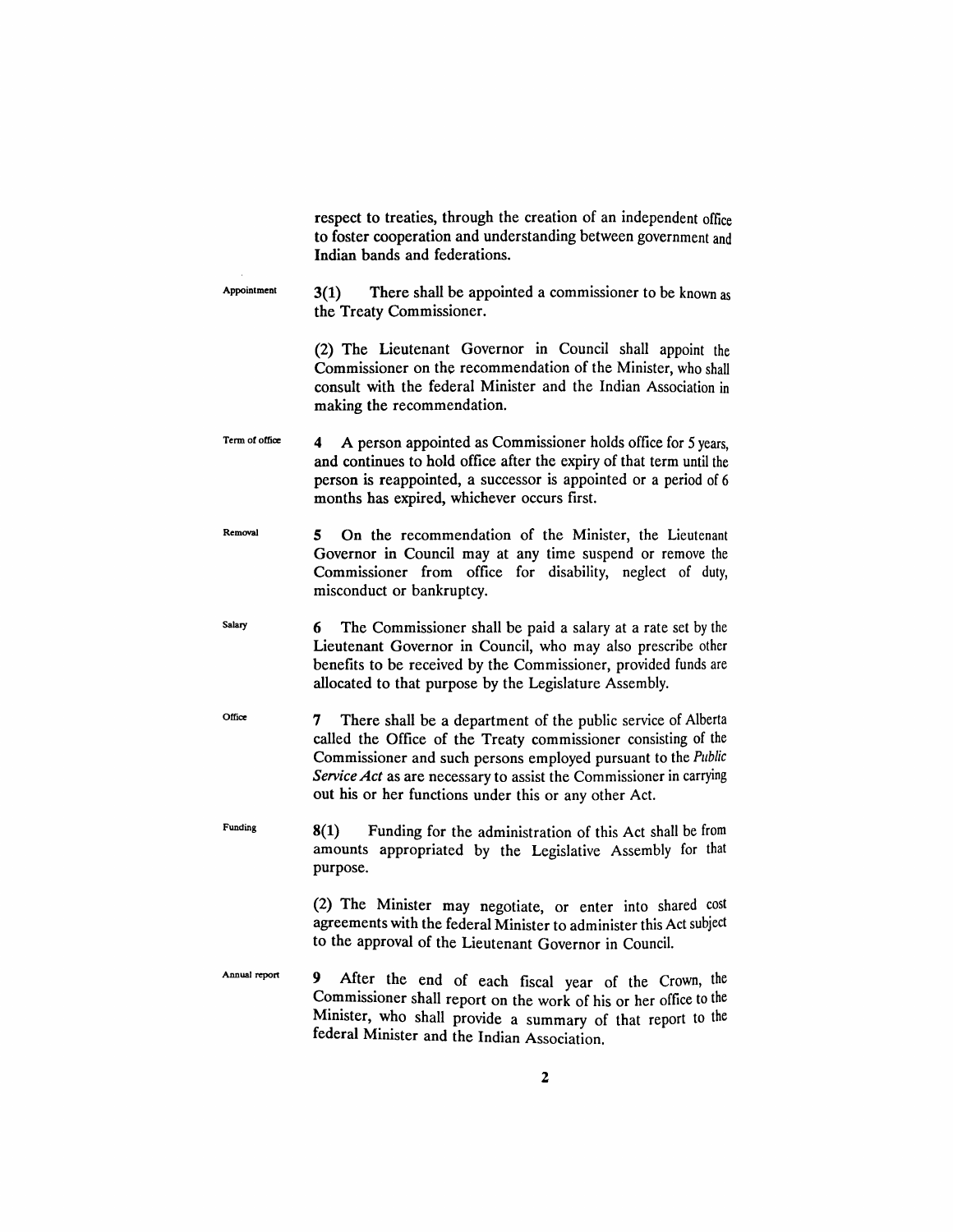respect to treaties, through the creation of an independent office to foster cooperation and understanding between government and Indian bands and federations.

Appointment

**3(1)** There shall be appointed a commissioner to be known as the Treaty Commissioner.

(2) The Lieutenant Governor in Council shall appoint the Commissioner on the recommendation of the Minister, who shall consult with the federal Minister and the Indian Association in making the recommendation.

Term of office

**4** A person appointed as Commissioner holds office for 5 years, and continues to hold office after the expiry of that term until the person is reappointed, a successor is appointed or a period of 6 months has expired, whichever occurs first.

Removal

**5** On the recommendation of the Minister, the Lieutenant Governor in Council may at any time suspend or remove the Commissioner from office for disability, neglect of duty, misconduct or bankruptcy.

Salary

**6** The Commissioner shall be paid a salary at a rate set by the Lieutenant Governor in Council, who may also prescribe other benefits to be received by the Commissioner, provided funds are allocated to that purpose by the Legislature Assembly.

Office

**7** There shall be a department of the public service of Alberta called the Office of the Treaty commissioner consisting of the Commissioner and such persons employed pursuant to the *Public Service Act* as are necessary to assist the Commissioner in carrying out his or her functions under this or any other Act.

Funding

**8(1)** Funding for the administration of this Act shall be from amounts appropriated by the Legislative Assembly for that purpose.

(2) The Minister may negotiate, or enter into shared cost agreements with the federal Minister to administer this Act subject to the approval of the Lieutenant Governor in Council.

Annual report

**9** After the end of each fiscal year of the Crown, the Commissioner shall report on the work of his or her office to the Minister, who shall provide a summary of that report to the federal Minister and the Indian Association.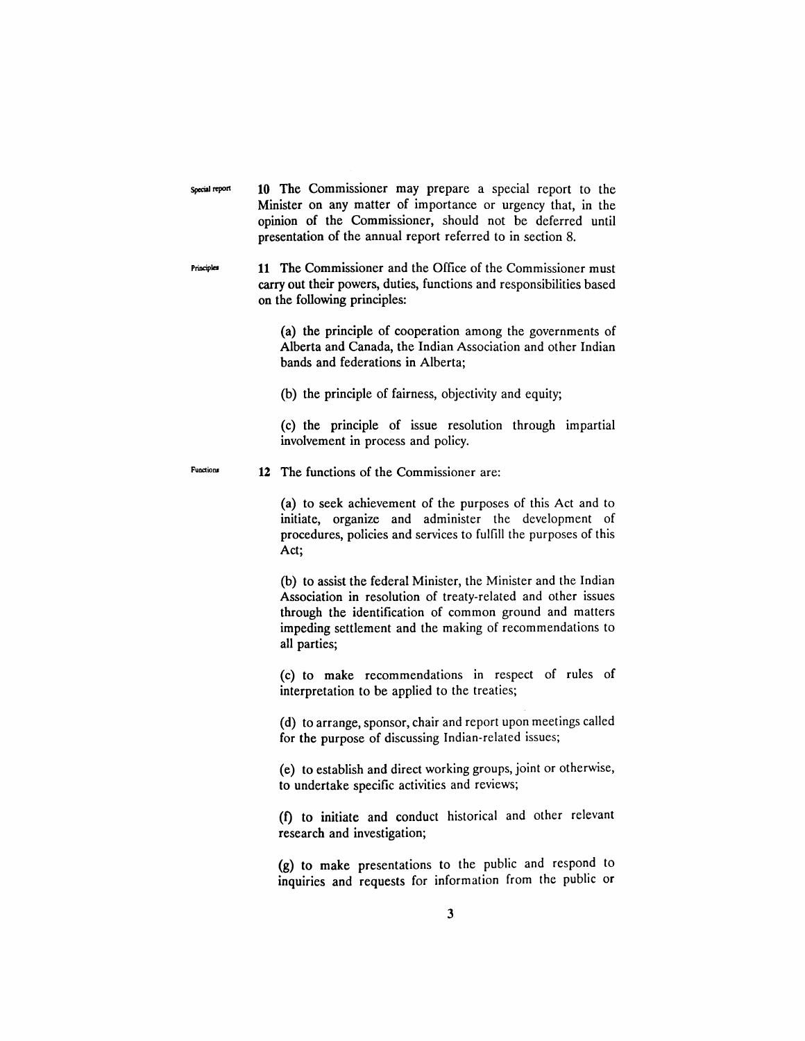Special report

**10** The Commissioner may prepare a special report to the Minister on any matter of importance or urgency that, in the opinion of the Commissioner, should not be deferred until presentation of the annual report referred to in section 8.

Principles

**11** The Commissioner and the Office of the Commissioner must carry out their powers, duties, functions and responsibilities based on the following principles:

(a) the principle of cooperation among the governments of Alberta and Canada, the Indian Association and other Indian bands and federations in Alberta;

(b) the principle of fairness, objectivity and equity;

(c) the principle of issue resolution through impartial involvement in process and policy.

Functions

**12** The functions of the Commissioner are:

(a) to seek achievement of the purposes of this Act and to initiate, organize and administer the development of procedures, policies and services to fulfill the purposes of this Act;

(b) to assist the federal Minister, the Minister and the Indian Association in resolution of treaty-related and other issues through the identification of common ground and matters impeding settlement and the making of recommendations to all parties;

(c) to make recommendations in respect of rules of interpretation to be applied to the treaties;

(d) to arrange, sponsor, chair and report upon meetings called for the purpose of discussing Indian-related issues;

(e) to establish and direct working groups, joint or otherwise, to undertake specific activities and reviews;

(f) to initiate and conduct historical and other relevant research and investigation;

(g) to make presentations to the public and respond to inquiries and requests for information from the public or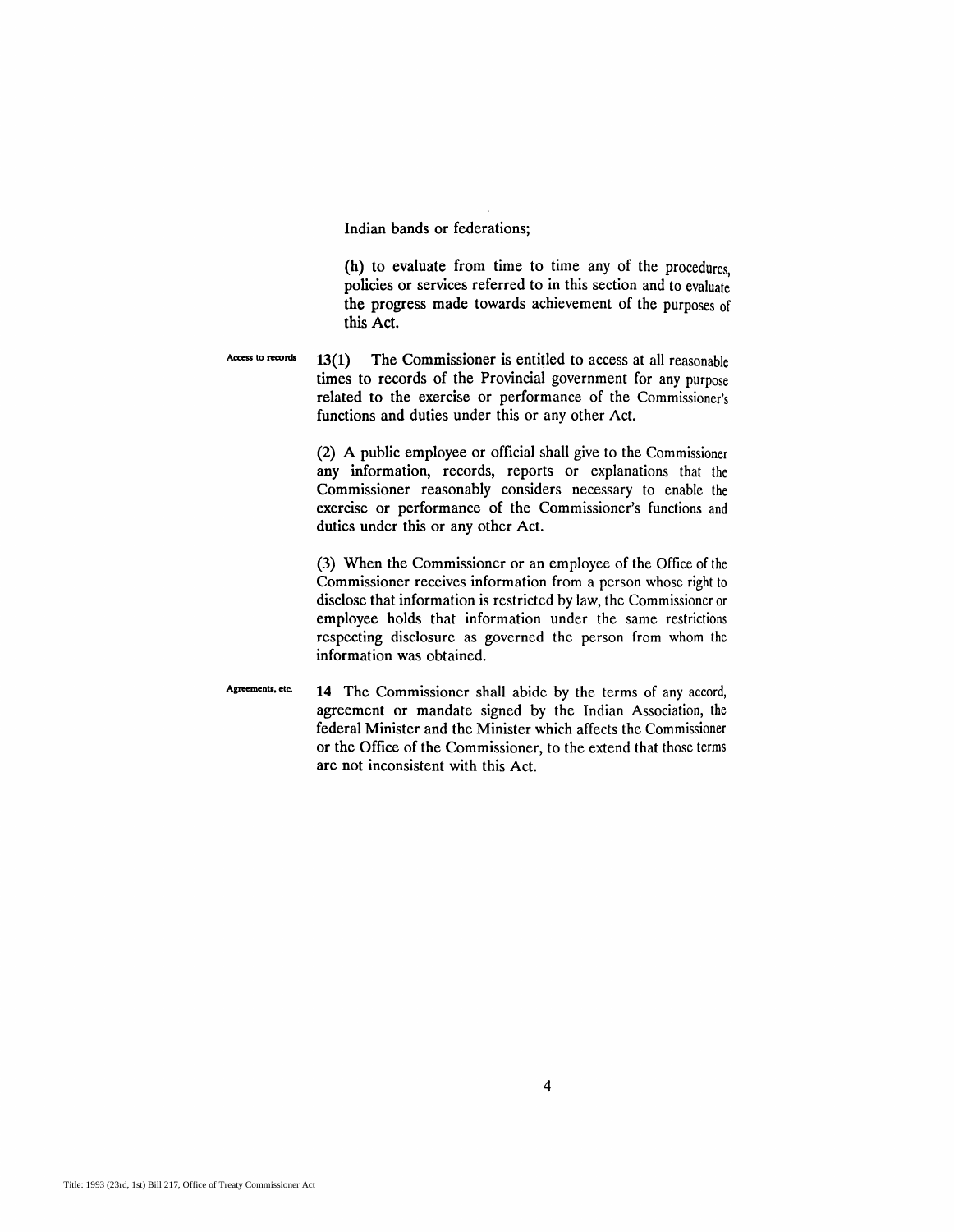Indian bands or federations;

(h) to evaluate from time to time any of the procedures, policies or services referred to in this section and to evaluate the progress made towards achievement of the purposes of this Act.

Access to records

**13(1)** The Commissioner is entitled to access at all reasonable times to records of the Provincial government for any purpose related to the exercise or performance of the Commissioner's functions and duties under this or any other Act.

(2) A public employee or official shall give to the Commissioner any information, records, reports or explanations that the Commissioner reasonably considers necessary to enable the exercise or performance of the Commissioner's functions and duties under this or any other Act.

(3) When the Commissioner or an employee of the Office of the Commissioner receives information from a person whose right to disclose that information is restricted by law, the Commissioner or employee holds that information under the same restrictions respecting disclosure as governed the person from whom the information was obtained.

Agreements, etc.

**14** The Commissioner shall abide by the terms of any accord, agreement or mandate signed by the Indian Association, the federal Minister and the Minister which affects the Commissioner or the Office of the Commissioner, to the extend that those terms are not inconsistent with this Act.

Title: 1993 (23rd, 1st) Bill 217, Office of Treaty Commissioner Act